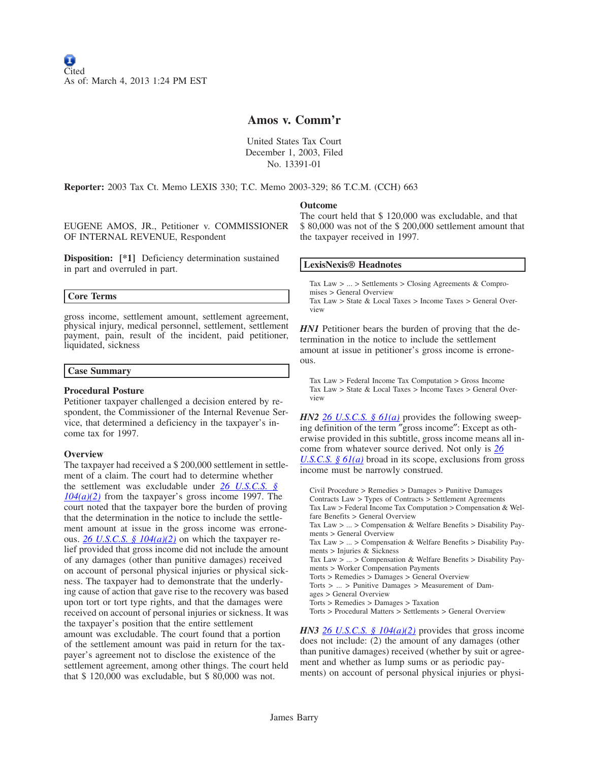Cited
As of: March 4, 2013 1:24 PM EST

# Amos v. Comm'r

United States Tax Court
December 1, 2003, Filed
No. 13391-01

**Reporter:** 2003 Tax Ct. Memo LEXIS 330; T.C. Memo 2003-329; 86 T.C.M. (CCH) 663

EUGENE AMOS, JR., Petitioner v. COMMISSIONER OF INTERNAL REVENUE, Respondent

**Disposition:** **[*1]** Deficiency determination sustained in part and overruled in part.

## Core Terms

gross income, settlement amount, settlement agreement, physical injury, medical personnel, settlement, settlement payment, pain, result of the incident, paid petitioner, liquidated, sickness

## Case Summary

### Procedural Posture

Petitioner taxpayer challenged a decision entered by respondent, the Commissioner of the Internal Revenue Service, that determined a deficiency in the taxpayer's income tax for 1997.

### Overview

The taxpayer had received a $ 200,000 settlement in settlement of a claim. The court had to determine whether the settlement was excludable under 26 U.S.C.S. § 104(a)(2) from the taxpayer's gross income 1997. The court noted that the taxpayer bore the burden of proving that the determination in the notice to include the settlement amount at issue in the gross income was erroneous. 26 U.S.C.S. § 104(a)(2) on which the taxpayer relief provided that gross income did not include the amount of any damages (other than punitive damages) received on account of personal physical injuries or physical sickness. The taxpayer had to demonstrate that the underlying cause of action that gave rise to the recovery was based upon tort or tort type rights, and that the damages were received on account of personal injuries or sickness. It was the taxpayer's position that the entire settlement amount was excludable. The court found that a portion of the settlement amount was paid in return for the taxpayer's agreement not to disclose the existence of the settlement agreement, among other things. The court held that $ 120,000 was excludable, but $ 80,000 was not.

### Outcome

The court held that $ 120,000 was excludable, and that $ 80,000 was not of the $ 200,000 settlement amount that the taxpayer received in 1997.

## LexisNexis® Headnotes

Tax Law > ... > Settlements > Closing Agreements & Compromises > General Overview
Tax Law > State & Local Taxes > Income Taxes > General Overview

***HN1*** Petitioner bears the burden of proving that the determination in the notice to include the settlement amount at issue in petitioner's gross income is erroneous.

Tax Law > Federal Income Tax Computation > Gross Income
Tax Law > State & Local Taxes > Income Taxes > General Overview

***HN2*** 26 U.S.C.S. § 61(a) provides the following sweeping definition of the term "gross income": Except as otherwise provided in this subtitle, gross income means all income from whatever source derived. Not only is 26 U.S.C.S. § 61(a) broad in its scope, exclusions from gross income must be narrowly construed.

Civil Procedure > Remedies > Damages > Punitive Damages
Contracts Law > Types of Contracts > Settlement Agreements
Tax Law > Federal Income Tax Computation > Compensation & Welfare Benefits > General Overview
Tax Law > ... > Compensation & Welfare Benefits > Disability Payments > General Overview
Tax Law > ... > Compensation & Welfare Benefits > Disability Payments > Injuries & Sickness
Tax Law > ... > Compensation & Welfare Benefits > Disability Payments > Worker Compensation Payments
Torts > Remedies > Damages > General Overview
Torts > ... > Punitive Damages > Measurement of Damages > General Overview
Torts > Remedies > Damages > Taxation
Torts > Procedural Matters > Settlements > General Overview

***HN3*** 26 U.S.C.S. § 104(a)(2) provides that gross income does not include: (2) the amount of any damages (other than punitive damages) received (whether by suit or agreement and whether as lump sums or as periodic payments) on account of personal physical injuries or physi-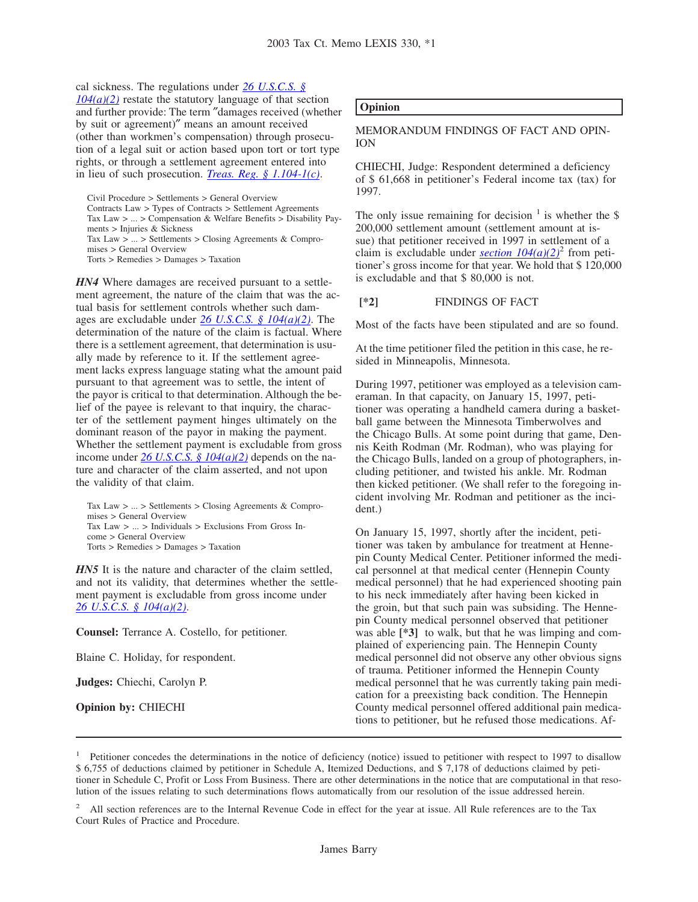cal sickness. The regulations under *26 U.S.C.S. § 104(a)(2)* restate the statutory language of that section and further provide: The term "damages received (whether by suit or agreement)" means an amount received (other than workmen's compensation) through prosecution of a legal suit or action based upon tort or tort type rights, or through a settlement agreement entered into in lieu of such prosecution. *Treas. Reg. § 1.104-1(c)*.

Civil Procedure > Settlements > General Overview
Contracts Law > Types of Contracts > Settlement Agreements
Tax Law > ... > Compensation & Welfare Benefits > Disability Payments > Injuries & Sickness
Tax Law > ... > Settlements > Closing Agreements & Compromises > General Overview
Torts > Remedies > Damages > Taxation

***HN4*** Where damages are received pursuant to a settlement agreement, the nature of the claim that was the actual basis for settlement controls whether such damages are excludable under *26 U.S.C.S. § 104(a)(2)*. The determination of the nature of the claim is factual. Where there is a settlement agreement, that determination is usually made by reference to it. If the settlement agreement lacks express language stating what the amount paid pursuant to that agreement was to settle, the intent of the payor is critical to that determination. Although the belief of the payee is relevant to that inquiry, the character of the settlement payment hinges ultimately on the dominant reason of the payor in making the payment. Whether the settlement payment is excludable from gross income under *26 U.S.C.S. § 104(a)(2)* depends on the nature and character of the claim asserted, and not upon the validity of that claim.

Tax Law > ... > Settlements > Closing Agreements & Compromises > General Overview
Tax Law > ... > Individuals > Exclusions From Gross Income > General Overview
Torts > Remedies > Damages > Taxation

***HN5*** It is the nature and character of the claim settled, and not its validity, that determines whether the settlement payment is excludable from gross income under *26 U.S.C.S. § 104(a)(2)*.

**Counsel:** Terrance A. Costello, for petitioner.

Blaine C. Holiday, for respondent.

**Judges:** Chiechi, Carolyn P.

**Opinion by:** CHIECHI

## Opinion

MEMORANDUM FINDINGS OF FACT AND OPINION

CHIECHI, Judge: Respondent determined a deficiency of $ 61,668 in petitioner's Federal income tax (tax) for 1997.

The only issue remaining for decision [1] is whether the $ 200,000 settlement amount (settlement amount at issue) that petitioner received in 1997 in settlement of a claim is excludable under *section 104(a)(2)*[2] from petitioner's gross income for that year. We hold that $ 120,000 is excludable and that $ 80,000 is not.

**[\*2]** FINDINGS OF FACT

Most of the facts have been stipulated and are so found.

At the time petitioner filed the petition in this case, he resided in Minneapolis, Minnesota.

During 1997, petitioner was employed as a television cameraman. In that capacity, on January 15, 1997, petitioner was operating a handheld camera during a basketball game between the Minnesota Timberwolves and the Chicago Bulls. At some point during that game, Dennis Keith Rodman (Mr. Rodman), who was playing for the Chicago Bulls, landed on a group of photographers, including petitioner, and twisted his ankle. Mr. Rodman then kicked petitioner. (We shall refer to the foregoing incident involving Mr. Rodman and petitioner as the incident.)

On January 15, 1997, shortly after the incident, petitioner was taken by ambulance for treatment at Hennepin County Medical Center. Petitioner informed the medical personnel at that medical center (Hennepin County medical personnel) that he had experienced shooting pain to his neck immediately after having been kicked in the groin, but that such pain was subsiding. The Hennepin County medical personnel observed that petitioner was able **[\*3]** to walk, but that he was limping and complained of experiencing pain. The Hennepin County medical personnel did not observe any other obvious signs of trauma. Petitioner informed the Hennepin County medical personnel that he was currently taking pain medication for a preexisting back condition. The Hennepin County medical personnel offered additional pain medications to petitioner, but he refused those medications. Af-

[1] Petitioner concedes the determinations in the notice of deficiency (notice) issued to petitioner with respect to 1997 to disallow $ 6,755 of deductions claimed by petitioner in Schedule A, Itemized Deductions, and $ 7,178 of deductions claimed by petitioner in Schedule C, Profit or Loss From Business. There are other determinations in the notice that are computational in that resolution of the issues relating to such determinations flows automatically from our resolution of the issue addressed herein.

[2] All section references are to the Internal Revenue Code in effect for the year at issue. All Rule references are to the Tax Court Rules of Practice and Procedure.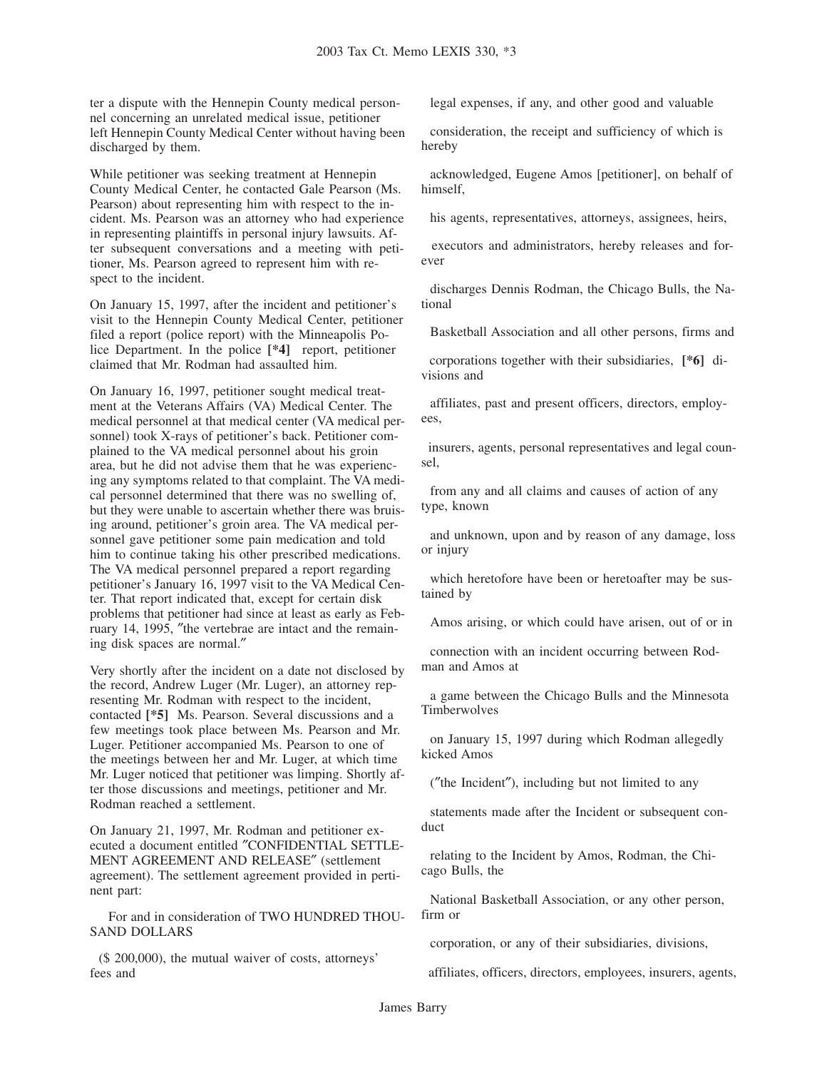ter a dispute with the Hennepin County medical personnel concerning an unrelated medical issue, petitioner left Hennepin County Medical Center without having been discharged by them.

While petitioner was seeking treatment at Hennepin County Medical Center, he contacted Gale Pearson (Ms. Pearson) about representing him with respect to the incident. Ms. Pearson was an attorney who had experience in representing plaintiffs in personal injury lawsuits. After subsequent conversations and a meeting with petitioner, Ms. Pearson agreed to represent him with respect to the incident.

On January 15, 1997, after the incident and petitioner's visit to the Hennepin County Medical Center, petitioner filed a report (police report) with the Minneapolis Police Department. In the police **[*4]** report, petitioner claimed that Mr. Rodman had assaulted him.

On January 16, 1997, petitioner sought medical treatment at the Veterans Affairs (VA) Medical Center. The medical personnel at that medical center (VA medical personnel) took X-rays of petitioner's back. Petitioner complained to the VA medical personnel about his groin area, but he did not advise them that he was experiencing any symptoms related to that complaint. The VA medical personnel determined that there was no swelling of, but they were unable to ascertain whether there was bruising around, petitioner's groin area. The VA medical personnel gave petitioner some pain medication and told him to continue taking his other prescribed medications. The VA medical personnel prepared a report regarding petitioner's January 16, 1997 visit to the VA Medical Center. That report indicated that, except for certain disk problems that petitioner had since at least as early as February 14, 1995, "the vertebrae are intact and the remaining disk spaces are normal."

Very shortly after the incident on a date not disclosed by the record, Andrew Luger (Mr. Luger), an attorney representing Mr. Rodman with respect to the incident, contacted **[*5]** Ms. Pearson. Several discussions and a few meetings took place between Ms. Pearson and Mr. Luger. Petitioner accompanied Ms. Pearson to one of the meetings between her and Mr. Luger, at which time Mr. Luger noticed that petitioner was limping. Shortly after those discussions and meetings, petitioner and Mr. Rodman reached a settlement.

On January 21, 1997, Mr. Rodman and petitioner executed a document entitled "CONFIDENTIAL SETTLEMENT AGREEMENT AND RELEASE" (settlement agreement). The settlement agreement provided in pertinent part:

> For and in consideration of TWO HUNDRED THOUSAND DOLLARS
>
> ($ 200,000), the mutual waiver of costs, attorneys' fees and
>
> legal expenses, if any, and other good and valuable
>
> consideration, the receipt and sufficiency of which is hereby
>
> acknowledged, Eugene Amos [petitioner], on behalf of himself,
>
> his agents, representatives, attorneys, assignees, heirs,
>
> executors and administrators, hereby releases and forever
>
> discharges Dennis Rodman, the Chicago Bulls, the National
>
> Basketball Association and all other persons, firms and
>
> corporations together with their subsidiaries, **[*6]** divisions and
>
> affiliates, past and present officers, directors, employees,
>
> insurers, agents, personal representatives and legal counsel,
>
> from any and all claims and causes of action of any type, known
>
> and unknown, upon and by reason of any damage, loss or injury
>
> which heretofore have been or heretoafter may be sustained by
>
> Amos arising, or which could have arisen, out of or in
>
> connection with an incident occurring between Rodman and Amos at
>
> a game between the Chicago Bulls and the Minnesota Timberwolves
>
> on January 15, 1997 during which Rodman allegedly kicked Amos
>
> ("the Incident"), including but not limited to any
>
> statements made after the Incident or subsequent conduct
>
> relating to the Incident by Amos, Rodman, the Chicago Bulls, the
>
> National Basketball Association, or any other person, firm or
>
> corporation, or any of their subsidiaries, divisions,
>
> affiliates, officers, directors, employees, insurers, agents,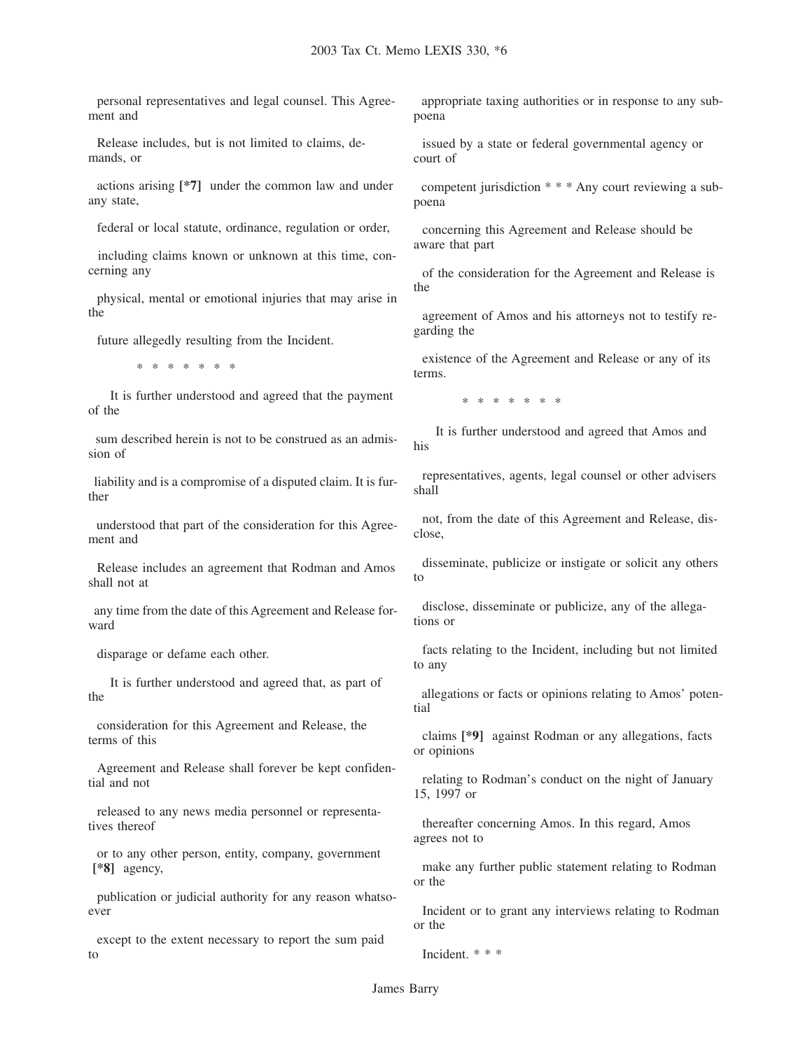personal representatives and legal counsel. This Agreement and Release includes, but is not limited to claims, demands, or actions arising **[*7]** under the common law and under any state, federal or local statute, ordinance, regulation or order, including claims known or unknown at this time, concerning any physical, mental or emotional injuries that may arise in the future allegedly resulting from the Incident.

\* \* \* \* \* \* \*

It is further understood and agreed that the payment of the sum described herein is not to be construed as an admission of liability and is a compromise of a disputed claim. It is further understood that part of the consideration for this Agreement and Release includes an agreement that Rodman and Amos shall not at any time from the date of this Agreement and Release forward disparage or defame each other.

It is further understood and agreed that, as part of the consideration for this Agreement and Release, the terms of this Agreement and Release shall forever be kept confidential and not released to any news media personnel or representatives thereof or to any other person, entity, company, government **[*8]** agency, publication or judicial authority for any reason whatsoever except to the extent necessary to report the sum paid to appropriate taxing authorities or in response to any subpoena issued by a state or federal governmental agency or court of competent jurisdiction * * * Any court reviewing a subpoena concerning this Agreement and Release should be aware that part of the consideration for the Agreement and Release is the agreement of Amos and his attorneys not to testify regarding the existence of the Agreement and Release or any of its terms.

\* \* \* \* \* \* \*

It is further understood and agreed that Amos and his representatives, agents, legal counsel or other advisers shall not, from the date of this Agreement and Release, disclose, disseminate, publicize or instigate or solicit any others to disclose, disseminate or publicize, any of the allegations or facts relating to the Incident, including but not limited to any allegations or facts or opinions relating to Amos' potential claims **[*9]** against Rodman or any allegations, facts or opinions relating to Rodman's conduct on the night of January 15, 1997 or thereafter concerning Amos. In this regard, Amos agrees not to make any further public statement relating to Rodman or the Incident or to grant any interviews relating to Rodman or the Incident. * * *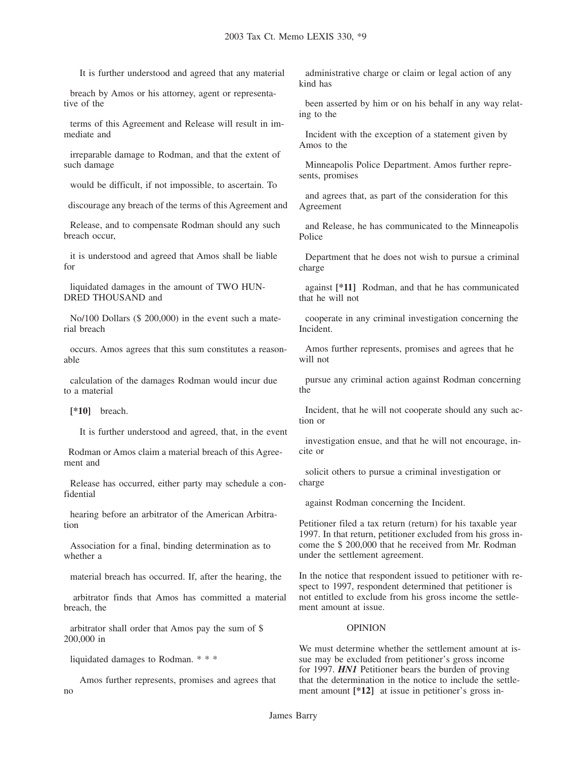It is further understood and agreed that any material breach by Amos or his attorney, agent or representative of the terms of this Agreement and Release will result in immediate and irreparable damage to Rodman, and that the extent of such damage would be difficult, if not impossible, to ascertain. To discourage any breach of the terms of this Agreement and Release, and to compensate Rodman should any such breach occur, it is understood and agreed that Amos shall be liable for liquidated damages in the amount of TWO HUNDRED THOUSAND and No/100 Dollars ($ 200,000) in the event such a material breach occurs. Amos agrees that this sum constitutes a reasonable calculation of the damages Rodman would incur due to a material **[*10]** breach.

It is further understood and agreed, that, in the event Rodman or Amos claim a material breach of this Agreement and Release has occurred, either party may schedule a confidential hearing before an arbitrator of the American Arbitration Association for a final, binding determination as to whether a material breach has occurred. If, after the hearing, the arbitrator finds that Amos has committed a material breach, the arbitrator shall order that Amos pay the sum of $ 200,000 in liquidated damages to Rodman. * * *

Amos further represents, promises and agrees that no administrative charge or claim or legal action of any kind has been asserted by him or on his behalf in any way relating to the Incident with the exception of a statement given by Amos to the Minneapolis Police Department. Amos further represents, promises and agrees that, as part of the consideration for this Agreement and Release, he has communicated to the Minneapolis Police Department that he does not wish to pursue a criminal charge against **[*11]** Rodman, and that he has communicated that he will not cooperate in any criminal investigation concerning the Incident.

Amos further represents, promises and agrees that he will not pursue any criminal action against Rodman concerning the Incident, that he will not cooperate should any such action or investigation ensue, and that he will not encourage, incite or solicit others to pursue a criminal investigation or charge against Rodman concerning the Incident.

Petitioner filed a tax return (return) for his taxable year 1997. In that return, petitioner excluded from his gross income the $ 200,000 that he received from Mr. Rodman under the settlement agreement.

In the notice that respondent issued to petitioner with respect to 1997, respondent determined that petitioner is not entitled to exclude from his gross income the settlement amount at issue.

OPINION

We must determine whether the settlement amount at issue may be excluded from petitioner's gross income for 1997. ***HN1*** Petitioner bears the burden of proving that the determination in the notice to include the settlement amount **[*12]** at issue in petitioner's gross in-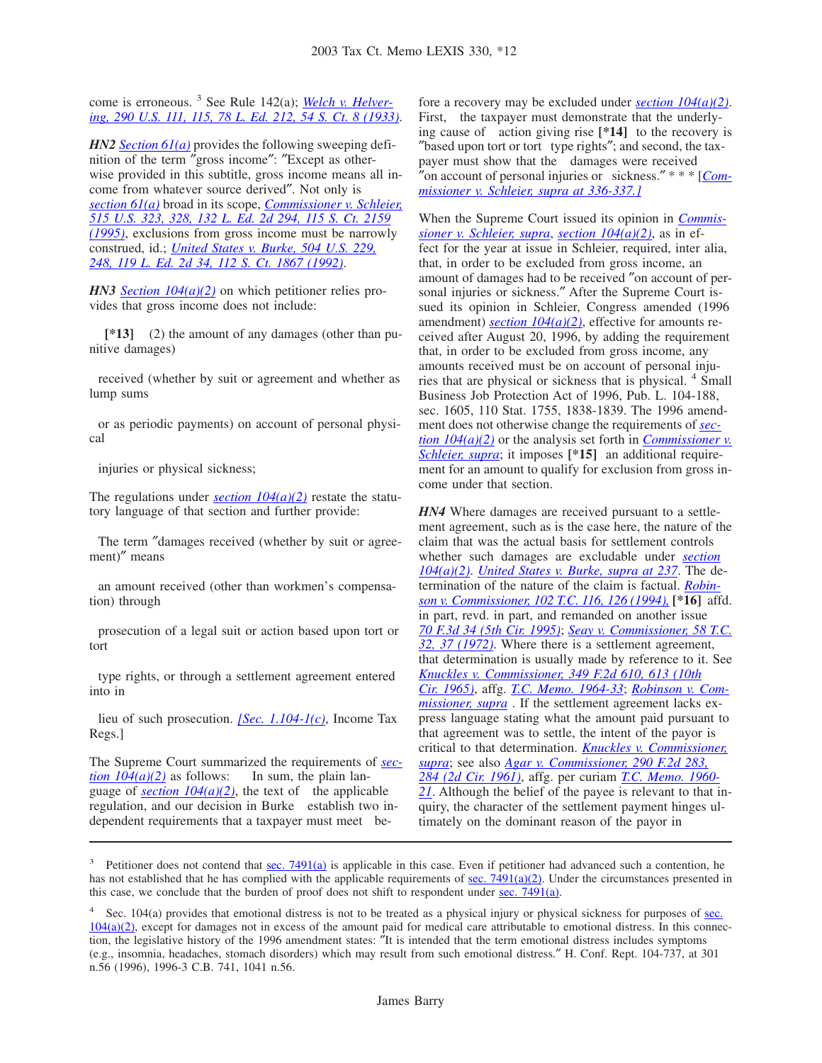come is erroneous. [3] See Rule 142(a); *Welch v. Helvering, 290 U.S. 111, 115, 78 L. Ed. 212, 54 S. Ct. 8 (1933)*.

***HN2*** *Section 61(a)* provides the following sweeping definition of the term "gross income": "Except as otherwise provided in this subtitle, gross income means all income from whatever source derived". Not only is *section 61(a)* broad in its scope, *Commissioner v. Schleier, 515 U.S. 323, 328, 132 L. Ed. 2d 294, 115 S. Ct. 2159 (1995)*, exclusions from gross income must be narrowly construed, id.; *United States v. Burke, 504 U.S. 229, 248, 119 L. Ed. 2d 34, 112 S. Ct. 1867 (1992)*.

***HN3*** *Section 104(a)(2)* on which petitioner relies provides that gross income does not include:

> **[*13]** (2) the amount of any damages (other than punitive damages)
>
> received (whether by suit or agreement and whether as lump sums
>
> or as periodic payments) on account of personal physical
>
> injuries or physical sickness;

The regulations under *section 104(a)(2)* restate the statutory language of that section and further provide:

> The term "damages received (whether by suit or agreement)" means
>
> an amount received (other than workmen's compensation) through
>
> prosecution of a legal suit or action based upon tort or tort
>
> type rights, or through a settlement agreement entered into in
>
> lieu of such prosecution. *[Sec. 1.104-1(c)*, Income Tax Regs.]

The Supreme Court summarized the requirements of *section 104(a)(2)* as follows: In sum, the plain language of *section 104(a)(2)*, the text of the applicable regulation, and our decision in Burke establish two independent requirements that a taxpayer must meet before a recovery may be excluded under *section 104(a)(2)*. First, the taxpayer must demonstrate that the underlying cause of action giving rise **[*14]** to the recovery is "based upon tort or tort type rights"; and second, the taxpayer must show that the damages were received "on account of personal injuries or sickness." * * * [*Commissioner v. Schleier, supra at 336-337.]*

When the Supreme Court issued its opinion in *Commissioner v. Schleier, supra*, *section 104(a)(2)*, as in effect for the year at issue in Schleier, required, inter alia, that, in order to be excluded from gross income, an amount of damages had to be received "on account of personal injuries or sickness." After the Supreme Court issued its opinion in Schleier, Congress amended (1996 amendment) *section 104(a)(2)*, effective for amounts received after August 20, 1996, by adding the requirement that, in order to be excluded from gross income, any amounts received must be on account of personal injuries that are physical or sickness that is physical. [4] Small Business Job Protection Act of 1996, Pub. L. 104-188, sec. 1605, 110 Stat. 1755, 1838-1839. The 1996 amendment does not otherwise change the requirements of *section 104(a)(2)* or the analysis set forth in *Commissioner v. Schleier, supra*; it imposes **[*15]** an additional requirement for an amount to qualify for exclusion from gross income under that section.

***HN4*** Where damages are received pursuant to a settlement agreement, such as is the case here, the nature of the claim that was the actual basis for settlement controls whether such damages are excludable under *section 104(a)(2)*. *United States v. Burke, supra at 237*. The determination of the nature of the claim is factual. *Robinson v. Commissioner, 102 T.C. 116, 126 (1994),* **[*16]** affd. in part, revd. in part, and remanded on another issue *70 F.3d 34 (5th Cir. 1995)*; *Seay v. Commissioner, 58 T.C. 32, 37 (1972)*. Where there is a settlement agreement, that determination is usually made by reference to it. See *Knuckles v. Commissioner, 349 F.2d 610, 613 (10th Cir. 1965)*, affg. *T.C. Memo. 1964-33*; *Robinson v. Commissioner, supra* . If the settlement agreement lacks express language stating what the amount paid pursuant to that agreement was to settle, the intent of the payor is critical to that determination. *Knuckles v. Commissioner, supra*; see also *Agar v. Commissioner, 290 F.2d 283, 284 (2d Cir. 1961)*, affg. per curiam *T.C. Memo. 1960-21*. Although the belief of the payee is relevant to that inquiry, the character of the settlement payment hinges ultimately on the dominant reason of the payor in

---

[3] Petitioner does not contend that sec. 7491(a) is applicable in this case. Even if petitioner had advanced such a contention, he has not established that he has complied with the applicable requirements of sec. 7491(a)(2). Under the circumstances presented in this case, we conclude that the burden of proof does not shift to respondent under sec. 7491(a).

[4] Sec. 104(a) provides that emotional distress is not to be treated as a physical injury or physical sickness for purposes of sec. 104(a)(2), except for damages not in excess of the amount paid for medical care attributable to emotional distress. In this connection, the legislative history of the 1996 amendment states: "It is intended that the term emotional distress includes symptoms (e.g., insomnia, headaches, stomach disorders) which may result from such emotional distress." H. Conf. Rept. 104-737, at 301 n.56 (1996), 1996-3 C.B. 741, 1041 n.56.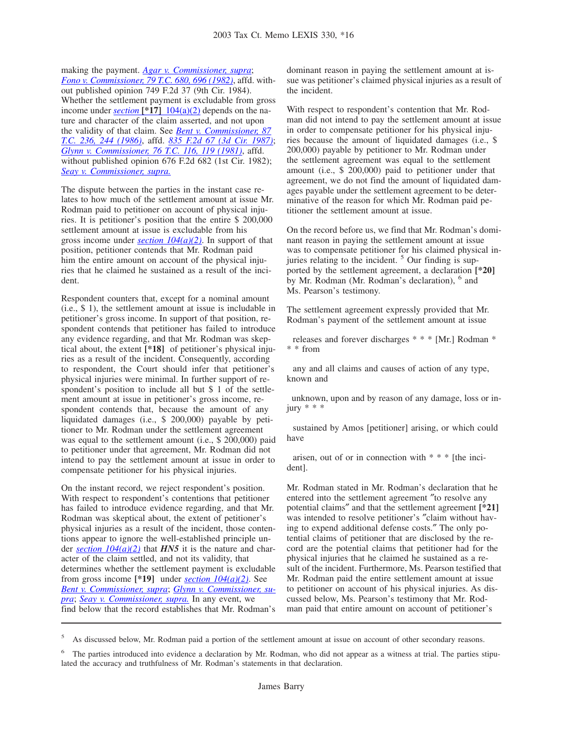making the payment. *Agar v. Commissioner, supra*; *Fono v. Commissioner, 79 T.C. 680, 696 (1982)*, affd. without published opinion 749 F.2d 37 (9th Cir. 1984). Whether the settlement payment is excludable from gross income under *section* **[*17]** 104(a)(2) depends on the nature and character of the claim asserted, and not upon the validity of that claim. See *Bent v. Commissioner, 87 T.C. 236, 244 (1986)*, affd. *835 F.2d 67 (3d Cir. 1987)*; *Glynn v. Commissioner, 76 T.C. 116, 119 (1981)*, affd. without published opinion 676 F.2d 682 (1st Cir. 1982); *Seay v. Commissioner, supra.*

The dispute between the parties in the instant case relates to how much of the settlement amount at issue Mr. Rodman paid to petitioner on account of physical injuries. It is petitioner's position that the entire $ 200,000 settlement amount at issue is excludable from his gross income under *section 104(a)(2).* In support of that position, petitioner contends that Mr. Rodman paid him the entire amount on account of the physical injuries that he claimed he sustained as a result of the incident.

Respondent counters that, except for a nominal amount (i.e., $ 1), the settlement amount at issue is includable in petitioner's gross income. In support of that position, respondent contends that petitioner has failed to introduce any evidence regarding, and that Mr. Rodman was skeptical about, the extent **[*18]** of petitioner's physical injuries as a result of the incident. Consequently, according to respondent, the Court should infer that petitioner's physical injuries were minimal. In further support of respondent's position to include all but $ 1 of the settlement amount at issue in petitioner's gross income, respondent contends that, because the amount of any liquidated damages (i.e., $ 200,000) payable by petitioner to Mr. Rodman under the settlement agreement was equal to the settlement amount (i.e., $ 200,000) paid to petitioner under that agreement, Mr. Rodman did not intend to pay the settlement amount at issue in order to compensate petitioner for his physical injuries.

On the instant record, we reject respondent's position. With respect to respondent's contentions that petitioner has failed to introduce evidence regarding, and that Mr. Rodman was skeptical about, the extent of petitioner's physical injuries as a result of the incident, those contentions appear to ignore the well-established principle under *section 104(a)(2)* that ***HN5*** it is the nature and character of the claim settled, and not its validity, that determines whether the settlement payment is excludable from gross income **[*19]** under *section 104(a)(2).* See *Bent v. Commissioner, supra*; *Glynn v. Commissioner, supra*; *Seay v. Commissioner, supra.* In any event, we find below that the record establishes that Mr. Rodman's dominant reason in paying the settlement amount at issue was petitioner's claimed physical injuries as a result of the incident.

With respect to respondent's contention that Mr. Rodman did not intend to pay the settlement amount at issue in order to compensate petitioner for his physical injuries because the amount of liquidated damages (i.e., $ 200,000) payable by petitioner to Mr. Rodman under the settlement agreement was equal to the settlement amount (i.e., $ 200,000) paid to petitioner under that agreement, we do not find the amount of liquidated damages payable under the settlement agreement to be determinative of the reason for which Mr. Rodman paid petitioner the settlement amount at issue.

On the record before us, we find that Mr. Rodman's dominant reason in paying the settlement amount at issue was to compensate petitioner for his claimed physical injuries relating to the incident. [5] Our finding is supported by the settlement agreement, a declaration **[*20]** by Mr. Rodman (Mr. Rodman's declaration), [6] and Ms. Pearson's testimony.

The settlement agreement expressly provided that Mr. Rodman's payment of the settlement amount at issue

> releases and forever discharges * * * [Mr.] Rodman * * * from
>
> any and all claims and causes of action of any type, known and
>
> unknown, upon and by reason of any damage, loss or injury * * *
>
> sustained by Amos [petitioner] arising, or which could have
>
> arisen, out of or in connection with * * * [the incident].

Mr. Rodman stated in Mr. Rodman's declaration that he entered into the settlement agreement "to resolve any potential claims" and that the settlement agreement **[*21]** was intended to resolve petitioner's "claim without having to expend additional defense costs." The only potential claims of petitioner that are disclosed by the record are the potential claims that petitioner had for the physical injuries that he claimed he sustained as a result of the incident. Furthermore, Ms. Pearson testified that Mr. Rodman paid the entire settlement amount at issue to petitioner on account of his physical injuries. As discussed below, Ms. Pearson's testimony that Mr. Rodman paid that entire amount on account of petitioner's

---

[5] As discussed below, Mr. Rodman paid a portion of the settlement amount at issue on account of other secondary reasons.

[6] The parties introduced into evidence a declaration by Mr. Rodman, who did not appear as a witness at trial. The parties stipulated the accuracy and truthfulness of Mr. Rodman's statements in that declaration.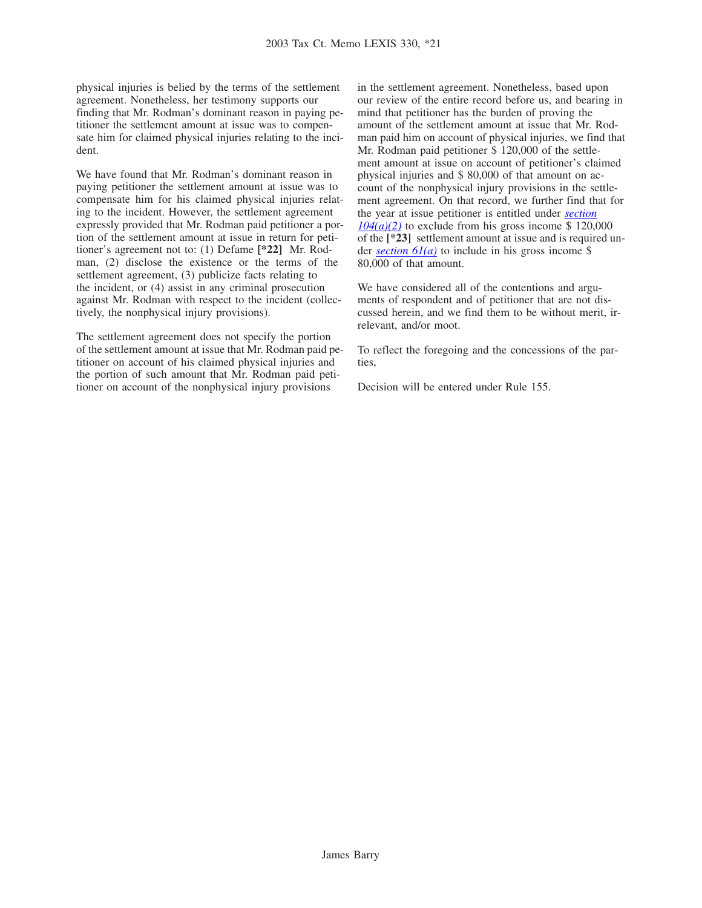physical injuries is belied by the terms of the settlement agreement. Nonetheless, her testimony supports our finding that Mr. Rodman's dominant reason in paying petitioner the settlement amount at issue was to compensate him for claimed physical injuries relating to the incident.

We have found that Mr. Rodman's dominant reason in paying petitioner the settlement amount at issue was to compensate him for his claimed physical injuries relating to the incident. However, the settlement agreement expressly provided that Mr. Rodman paid petitioner a portion of the settlement amount at issue in return for petitioner's agreement not to: (1) Defame **[*22]** Mr. Rodman, (2) disclose the existence or the terms of the settlement agreement, (3) publicize facts relating to the incident, or (4) assist in any criminal prosecution against Mr. Rodman with respect to the incident (collectively, the nonphysical injury provisions).

The settlement agreement does not specify the portion of the settlement amount at issue that Mr. Rodman paid petitioner on account of his claimed physical injuries and the portion of such amount that Mr. Rodman paid petitioner on account of the nonphysical injury provisions in the settlement agreement. Nonetheless, based upon our review of the entire record before us, and bearing in mind that petitioner has the burden of proving the amount of the settlement amount at issue that Mr. Rodman paid him on account of physical injuries, we find that Mr. Rodman paid petitioner $ 120,000 of the settlement amount at issue on account of petitioner's claimed physical injuries and $ 80,000 of that amount on account of the nonphysical injury provisions in the settlement agreement. On that record, we further find that for the year at issue petitioner is entitled under *section 104(a)(2)* to exclude from his gross income $ 120,000 of the **[*23]** settlement amount at issue and is required under *section 61(a)* to include in his gross income $ 80,000 of that amount.

We have considered all of the contentions and arguments of respondent and of petitioner that are not discussed herein, and we find them to be without merit, irrelevant, and/or moot.

To reflect the foregoing and the concessions of the parties,

Decision will be entered under Rule 155.